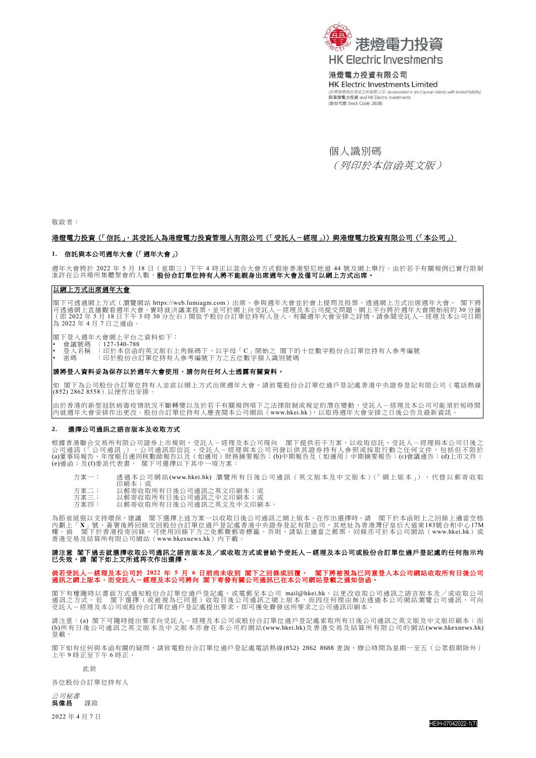港燈電力投資
HK Electric Investments

港燈電力投資有限公司
HK Electric Investments Limited
(於開曼群島註冊成立的有限公司 Incorporated in the Cayman Islands with limited liability)
與港燈電力投資 and HK Electric Investments
(股份代號 Stock Code: 2638)

個人識別碼
*(列印於本信函英文版)*

敬啟者：

**港燈電力投資(「信託」，其受託人為港燈電力投資管理人有限公司(「受託人－經理」))與港燈電力投資有限公司(「本公司」)**

## 1. 信託與本公司週年大會(「週年大會」)

週年大會將於 2022 年 5 月 18 日(星期三)下午 4 時正以混合大會方式假座香港堅尼地道 44 號及網上舉行。由於若干有關規例已實行限制准許在公共場所集體聚會的人數，**股份合訂單位持有人將不能親身出席週年大會及僅可以網上方式出席。**

**以網上方式出席週年大會**

閣下可透過網上方式(瀏覽網站 https://web.lumiagm.com)出席、參與週年大會並於會上提問及投票。透過網上方式出席週年大會， 閣下將可透過網上直播觀看週年大會，實時就決議案投票，並可於網上向受託人－經理及本公司提交問題。網上平台將於週年大會開始前約 30 分鐘(即 2022 年 5 月 18 日下午 3 時 30 分左右)開放予股份合訂單位持有人登入。有關週年大會安排之詳情，請參閱受託人－經理及本公司日期為 2022 年 4 月 7 日之通函。

閣下登入週年大會網上平台之資料如下：

- 會議號碼 ：127-340-788
- 登入名稱 ：印於本信函的英文版右上角條碼下，以字母「C」開始之 閣下的十位數字股份合訂單位持有人參考編號
- 密碼 ：印於股份合訂單位持有人參考編號下方之五位數字個人識別號碼

**請將登入資料妥為保存以於週年大會使用，請勿向任何人士透露有關資料。**

如 閣下為公司股份合訂單位持有人並欲以網上方式出席週年大會，請致電股份合訂單位過戶登記處香港中央證券登記有限公司(電話熱線(852) 2862 8558)以便作出安排。

由於香港的新型冠狀病毒疫情狀況不斷轉變以及於若干有關規例項下之法律限制或規定的潛在變動，受託人－經理及本公司可能須於短時間內就週年大會安排作出更改。股份合訂單位持有人應查閱本公司網站(www.hkei.hk)，以取得週年大會安排之日後公告及最新資訊。

## 2. 選擇公司通訊之語言版本及收取方式

根據香港聯合交易所有限公司證券上市規則，受託人－經理及本公司現向 閣下提供若干方案，以收取信託、受託人－經理與本公司日後之公司通訊(「公司通訊」)。公司通訊即信託、受託人－經理與本公司刊發以供其證券持有人參照或採取行動之任何文件，包括但不限於(a)董事局報告、年度賬目連同核數師報告及(如適用)財務摘要報告；(b)中期報告及(如適用)中期摘要報告；(c)會議通告；(d)上市文件；(e)通函；及(f)委派代表書。 閣下可選擇以下其中一項方案：

- 方案一： 透過本公司網站(www.hkei.hk) 瀏覽所有日後公司通訊(英文版本及中文版本)(「網上版本」)，代替以郵寄收取印刷本；或
- 方案二： 以郵寄收取所有日後公司通訊之英文印刷本；或
- 方案三： 以郵寄收取所有日後公司通訊之中文印刷本；或
- 方案四： 以郵寄收取所有日後公司通訊之英文及中文印刷本。

為節省紙張以支持環保，建議 閣下選擇上述方案一以收取日後公司通訊之網上版本。在作出選擇時，請 閣下於本函附上之回條上適當空格內劃上「**X**」號，簽署後將回條交回股份合訂單位過戶登記處香港中央證券登記有限公司，其地址為香港灣仔皇后大道東183號合和中心17M樓。倘 閣下於香港投寄回條，可使用回條下方之免郵費郵寄標籤。否則，請貼上適當之郵票。回條亦可於本公司網站(www.hkei.hk)或香港交易及結算所有限公司網站(www.hkexnews.hk)內下載。

**請注意 閣下過去就選擇收取公司通訊之語言版本及／或收取方式或曾給予受託人－經理及本公司或股份合訂單位過戶登記處的任何指示均已失效，請 閣下如上文所述再次作出選擇。**

**倘若受託人－經理及本公司於 2022 年 5 月 6 日前尚未收到 閣下之回條或回覆， 閣下將被視為已同意登入本公司網站收取所有日後公司通訊之網上版本，而受託人－經理及本公司將向 閣下寄發有關公司通訊已在本公司網站登載之通知信函。**

閣下有權隨時以書面方式通知股份合訂單位過戶登記處，或電郵至本公司 mail@hkei.hk，以更改收取公司通訊之語言版本及／或收取公司通訊之方式。若 閣下選擇(或被視為已同意)收取日後公司通訊之網上版本，而因任何理由無法透過本公司網站瀏覽公司通訊，可向受託人－經理及本公司或股份合訂單位過戶登記處提出要求，即可獲免費發送所要求之公司通訊印刷本。

請注意：(a) 閣下可隨時提出要求向受託人－經理及本公司或股份合訂單位過戶登記處索取所有日後公司通訊之英文版及中文版印刷本；而(b)所有日後公司通訊之英文版本及中文版本亦會在本公司的網站(www.hkei.hk)及香港交易及結算所有限公司的網站(www.hkexnews.hk)登載。

閣下如有任何與本函有關的疑問，請致電股份合訂單位過戶登記處電話熱線(852) 2862 8688 查詢，辦公時間為星期一至五(公眾假期除外)上午 9 時正至下午 6 時正。

此致

各位股份合訂單位持有人

*公司秘書*
**吳偉昌** 謹啟

2022 年 4 月 7 日

HEIH-07042022-1(7)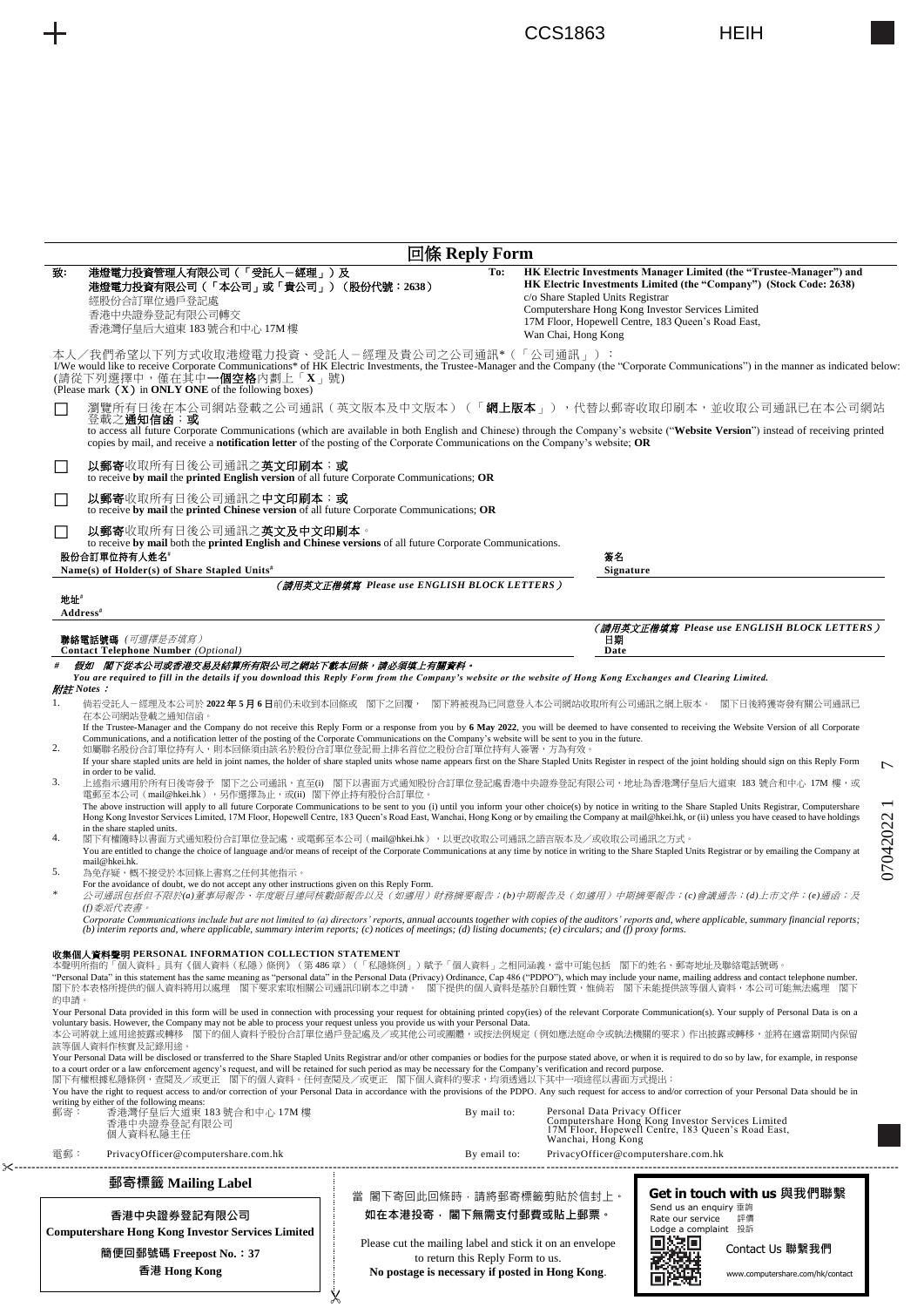CCS1863 HEIH

# 回條 Reply Form

| 致: | 港燈電力投資管理人有限公司（「受託人－經理」）及<br>港燈電力投資有限公司（「本公司」或「貴公司」）（股份代號：2638）<br>經股份合訂單位過戶登記處<br>香港中央證券登記有限公司轉交<br>香港灣仔皇后大道東 183 號合和中心 17M 樓 | To: | HK Electric Investments Manager Limited (the "Trustee-Manager") and<br>HK Electric Investments Limited (the "Company") (Stock Code: 2638)<br>c/o Share Stapled Units Registrar<br>Computershare Hong Kong Investor Services Limited<br>17M Floor, Hopewell Centre, 183 Queen's Road East,<br>Wan Chai, Hong Kong |
|---|---|---|---|

本人／我們希望以下列方式收取港燈電力投資、受託人－經理及貴公司之公司通訊*（「公司通訊」）：
I/We would like to receive Corporate Communications* of HK Electric Investments, the Trustee-Manager and the Company (the "Corporate Communications") in the manner as indicated below:
(請從下列選擇中，僅在其中**一個空格**內劃上「**X**」號)
(Please mark (**X**) in **ONLY ONE** of the following boxes)

☐ 瀏覽所有日後在本公司網站登載之公司通訊（英文版本及中文版本）（「**網上版本**」），代替以郵寄收取印刷本，並收取公司通訊已在本公司網站登載之**通知信函**；**或**
to access all future Corporate Communications (which are available in both English and Chinese) through the Company's website ("**Website Version**") instead of receiving printed copies by mail, and receive a **notification letter** of the posting of the Corporate Communications on the Company's website; **OR**

☐ **以郵寄**收取所有日後公司通訊之**英文印刷本**；**或**
to receive **by mail** the **printed English version** of all future Corporate Communications; **OR**

☐ **以郵寄**收取所有日後公司通訊之**中文印刷本**；**或**
to receive **by mail** the **printed Chinese version** of all future Corporate Communications; **OR**

☐ **以郵寄**收取所有日後公司通訊之**英文及中文印刷本**。
to receive **by mail** both the **printed English and Chinese versions** of all future Corporate Communications.

**股份合訂單位持有人姓名# Name(s) of Holder(s) of Share Stapled Units#** ______________________
（*請用英文正楷填寫 Please use ENGLISH BLOCK LETTERS*）

**簽名 Signature** ______________________

**地址# Address#** ______________________
（*請用英文正楷填寫 Please use ENGLISH BLOCK LETTERS*）

**聯絡電話號碼**（*可選擇是否填寫*）**Contact Telephone Number** (*Optional*) ______________________

**日期 Date** ______________________

\# ***假如　閣下從本公司或香港交易及結算所有限公司之網站下載本回條，請必須填上有關資料。***
***You are required to fill in the details if you download this Reply Form from the Company's website or the website of Hong Kong Exchanges and Clearing Limited.***

***附註 Notes：***

1. 倘若受託人－經理及本公司於 **2022 年 5 月 6 日**前仍未收到本回條或　閣下之回覆，　閣下將被視為已同意登入本公司網站收取所有公司通訊之網上版本。　閣下日後將獲寄發有關公司通訊已在本公司網站登載之通知信函。
If the Trustee-Manager and the Company do not receive this Reply Form or a response from you by **6 May 2022**, you will be deemed to have consented to receiving the Website Version of all Corporate Communications, and a notification letter of the posting of the Corporate Communications on the Company's website will be sent to you in the future.
2. 如屬聯名股份合訂單位持有人，則本回條須由該名於股份合訂單位登記冊上排名首位之股份合訂單位持有人簽署，方為有效。
If your share stapled units are held in joint names, the holder of share stapled units whose name appears first on the Share Stapled Units Register in respect of the joint holding should sign on this Reply Form in order to be valid.
3. 上述指示適用於所有日後將發予　閣下之公司通訊，直至(i)　閣下以書面方式通知股份合訂單位登記處香港中央證券登記有限公司，地址為香港灣仔皇后大道東 183 號合和中心 17M 樓，或電郵至本公司（mail@hkei.hk），另作選擇為止，或(ii)　閣下停止持有股份合訂單位。
The above instruction will apply to all future Corporate Communications to be sent to you (i) until you inform your other choice(s) by notice in writing to the Share Stapled Units Registrar, Computershare Hong Kong Investor Services Limited, 17M Floor, Hopewell Centre, 183 Queen's Road East, Wanchai, Hong Kong or by emailing the Company at mail@hkei.hk, or (ii) unless you have ceased to have holdings in the share stapled units.
4. 閣下有權隨時以書面方式通知股份合訂單位登記處，或電郵至本公司（mail@hkei.hk），以更改收取公司通訊之語言版本及／或收取公司通訊之方式。
You are entitled to change the choice of language and/or means of receipt of the Corporate Communications at any time by notice in writing to the Share Stapled Units Registrar or by emailing the Company at mail@hkei.hk.
5. 為免存疑，概不接受於本回條上書寫之任何其他指示。
For the avoidance of doubt, we do not accept any other instructions given on this Reply Form.

\* *公司通訊包括但不限於(a)董事局報告、年度賬目連同核數師報告以及（如適用）財務摘要報告；(b)中期報告及（如適用）中期摘要報告；(c)會議通告；(d)上市文件；(e)通函；及(f)委派代表書。*
*Corporate Communications include but are not limited to (a) directors' reports, annual accounts together with copies of the auditors' reports and, where applicable, summary financial reports; (b) interim reports and, where applicable, summary interim reports; (c) notices of meetings; (d) listing documents; (e) circulars; and (f) proxy forms.*

**收集個人資料聲明 PERSONAL INFORMATION COLLECTION STATEMENT**

本聲明所指的「個人資料」具有《個人資料（私隱）條例》（第 486 章）（「私隱條例」）賦予「個人資料」之相同涵義，當中可能包括　閣下的姓名、郵寄地址及聯絡電話號碼。
"Personal Data" in this statement has the same meaning as "personal data" in the Personal Data (Privacy) Ordinance, Cap 486 ("PDPO"), which may include your name, mailing address and contact telephone number.

閣下於本表格所提供的個人資料將用以處理　閣下要求索取相關公司通訊印刷本之申請。　閣下提供的個人資料是基於自願性質，惟倘若　閣下未能提供該等個人資料，本公司可能無法處理　閣下的申請。
Your Personal Data provided in this form will be used in connection with processing your request for obtaining printed copy(ies) of the relevant Corporate Communication(s). Your supply of Personal Data is on a voluntary basis. However, the Company may not be able to process your request unless you provide us with your Personal Data.

本公司將就上述用途披露或轉移　閣下的個人資料予股份合訂單位過戶登記處及／或其他公司或團體，或按法例規定（例如應法庭命令或執法機關的要求）作出披露或轉移，並將在適當期間內保留該等個人資料作核實及記錄用途。
Your Personal Data will be disclosed or transferred to the Share Stapled Units Registrar and/or other companies or bodies for the purpose stated above, or when it is required to do so by law, for example, in response to a court order or a law enforcement agency's request, and will be retained for such period as may be necessary for the Company's verification and record purpose.

閣下有權根據私隱條例，查閱及／或更正　閣下的個人資料。任何查閱及／或更正　閣下個人資料的要求，均須透過以下其中一項途徑以書面方式提出：
You have the right to request access to and/or correction of your Personal Data in accordance with the provisions of the PDPO. Any such request for access to and/or correction of your Personal Data should be in writing by either of the following means:

| | | | |
|---|---|---|---|
| 郵寄： | 香港灣仔皇后大道東 183 號合和中心 17M 樓<br>香港中央證券登記有限公司<br>個人資料私隱主任 | By mail to: | Personal Data Privacy Officer<br>Computershare Hong Kong Investor Services Limited<br>17M Floor, Hopewell Centre, 183 Queen's Road East, Wanchai, Hong Kong |
| 電郵： | PrivacyOfficer@computershare.com.hk | By email to: | PrivacyOfficer@computershare.com.hk |

**郵寄標籤 Mailing Label**

**香港中央證券登記有限公司**
**Computershare Hong Kong Investor Services Limited**
**簡便回郵號碼 Freepost No.：37**
**香港 Hong Kong**

當　閣下寄回此回條時，請將郵寄標籤剪貼於信封上。
**如在本港投寄，閣下無需支付郵費或貼上郵票。**

Please cut the mailing label and stick it on an envelope to return this Reply Form to us.
**No postage is necessary if posted in Hong Kong**.

**Get in touch with us 與我們聯繫**
Send us an enquiry 查詢
Rate our service 評價
Lodge a complaint 投訴
Contact Us 聯繫我們
www.computershare.com/hk/contact

07042022 1 7